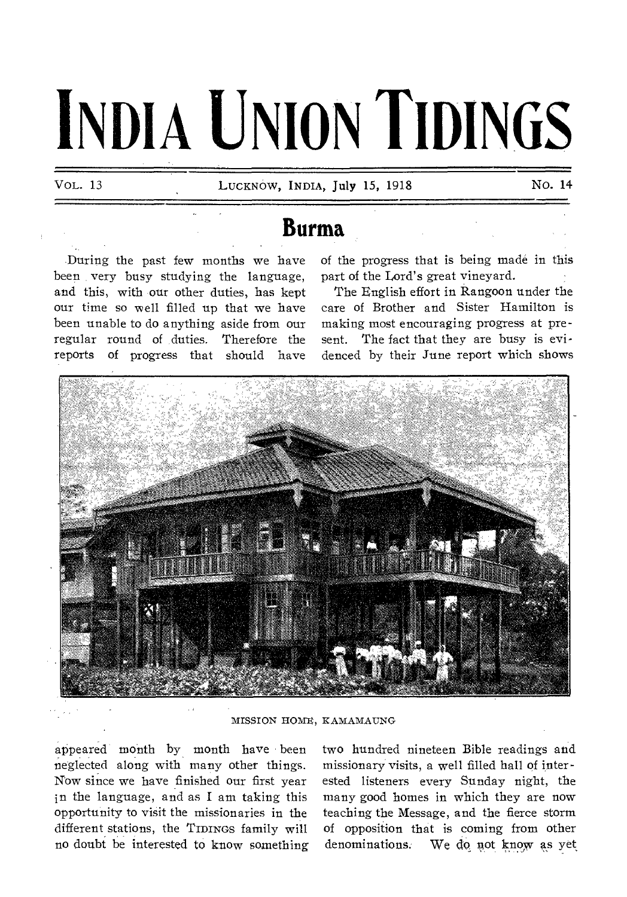# INDIA UNION TIDINGS

VOL. 13 LUCKNOW, INDIA, July 15, 1918 No. 14

## Burma

During the past few months we have been very busy studying the language, and this, with our other duties, has kept our time so well filled up that we have been unable to do anything aside from our regular round of duties. Therefore the reports of progress that should have appeared month by month have been neglected along with many other things. Now since we have finished our first year in the language, and as I am taking this opportunity to visit the missionaries in the different stations, the TIDINGS family will no doubt be interested to know something of the progress that is being made in this part of the Lord's great vineyard.

The English effort in Rangoon under the care of Brother and Sister Hamilton is making most encouraging progress at present. The fact that they are busy is evidenced by their June report which shows two hundred nineteen Bible readings and missionary visits, a well filled hall of interested listeners every Sunday night, the many good homes in which they are now teaching the Message, and the fierce storm of opposition that is coming from other denominations. We do not know as yet

MISSION HOME, KAMAMAUNG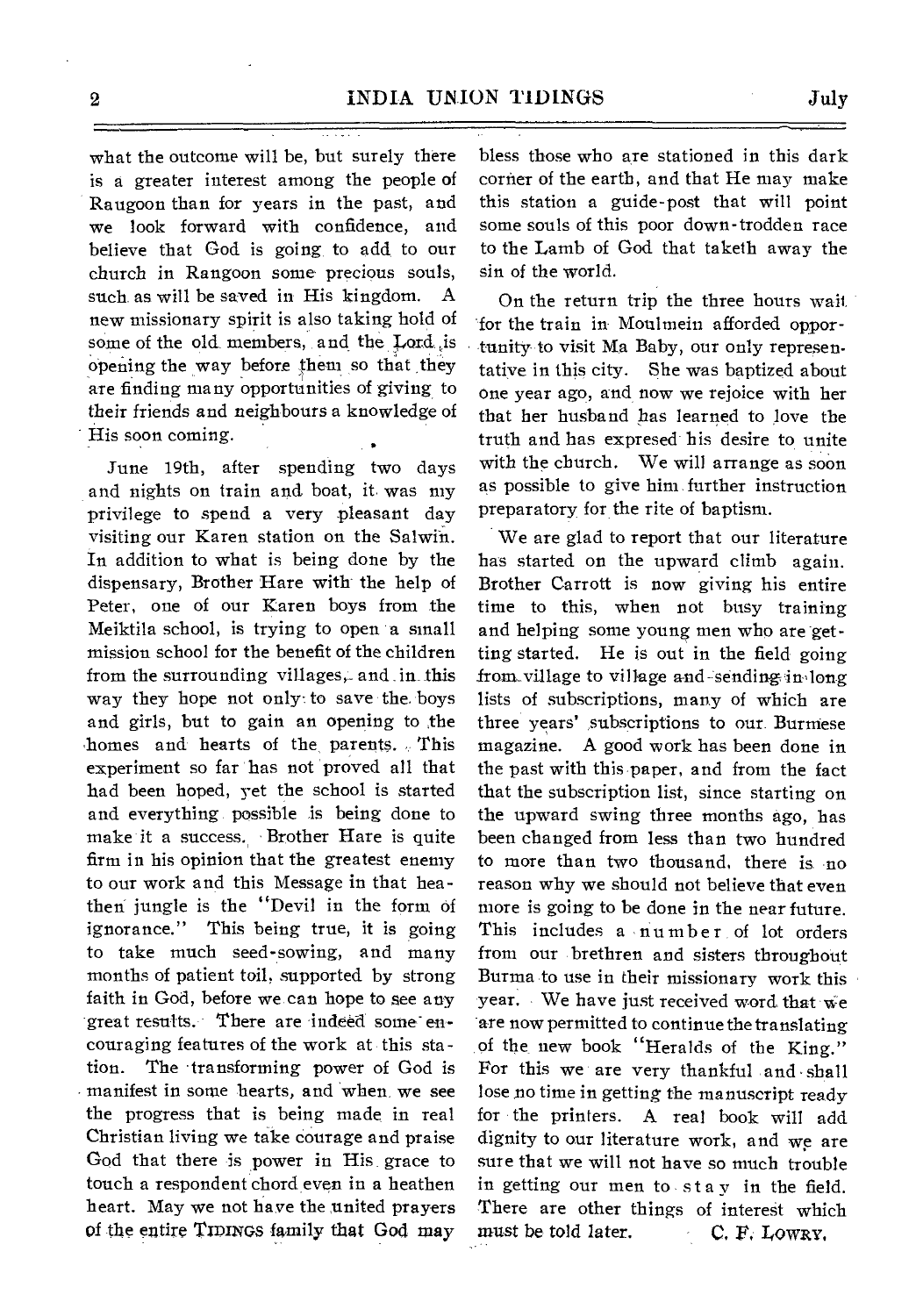what the outcome will be, but surely there is a greater interest among the people of Raugoon than for years in the past, and we look forward with confidence, and believe that God is going to add to our church in Rangoon some precious souls, such as will be saved in His kingdom. A new missionary spirit is also taking hold of some of the old members, and the Lord is opening the way before them so that they are finding many opportunities of giving to their friends and neighbours a knowledge of His soon coming.

June 19th, after spending two days and nights on train and boat, it was my privilege to spend a very pleasant day visiting our Karen station on the Salwin. In addition to what is being done by the dispensary, Brother Hare with the help of Peter, one of our Karen boys from the Meiktila school, is trying to open a small mission school for the benefit of the children from the surrounding villages, and in this way they hope not only to save the boys and girls, but to gain an opening to the homes and hearts of the parents. This experiment so far has not proved all that had been hoped, yet the school is started and everything possible is being done to make it a success. Brother Hare is quite firm in his opinion that the greatest enemy to our work and this Message in that heathen jungle is the "Devil in the form of ignorance." This being true, it is going to take much seed-sowing, and many months of patient toil, supported by strong faith in God, before we can hope to see any great results. There are indeed some encouraging features of the work at this station. The transforming power of God is manifest in some hearts, and when we see the progress that is being made in real Christian living we take courage and praise God that there is power in His grace to touch a respondent chord even in a heathen heart. May we not have the united prayers of the entire TIDINGS family that God may bless those who are stationed in this dark corner of the earth, and that He may make this station a guide-post that will point some souls of this poor down-trodden race to the Lamb of God that taketh away the sin of the world.

On the return trip the three hours wait for the train in Moulmein afforded opportunity to visit Ma Baby, our only representative in this city. She was baptized about one year ago, and now we rejoice with her that her husband has learned to love the truth and has expresed his desire to unite with the church. We will arrange as soon as possible to give him further instruction preparatory for the rite of baptism.

We are glad to report that our literature has started on the upward climb again. Brother Carrott is now giving his entire time to this, when not busy training and helping some young men who are getting started. He is out in the field going from village to village and sending in long lists of subscriptions, many of which are three years' subscriptions to our Burmese magazine. A good work has been done in the past with this paper, and from the fact that the subscription list, since starting on the upward swing three months ago, has been changed from less than two hundred to more than two thousand, there is no reason why we should not believe that even more is going to be done in the near future. This includes a number of lot orders from our brethren and sisters throughout Burma to use in their missionary work this year. We have just received word that we are now permitted to continue the translating of the new book "Heralds of the King." For this we are very thankful and shall lose no time in getting the manuscript ready for the printers. A real book will add dignity to our literature work, and we are sure that we will not have so much trouble in getting our men to stay in the field. There are other things of interest which must be told later.

C. F. LOWRY.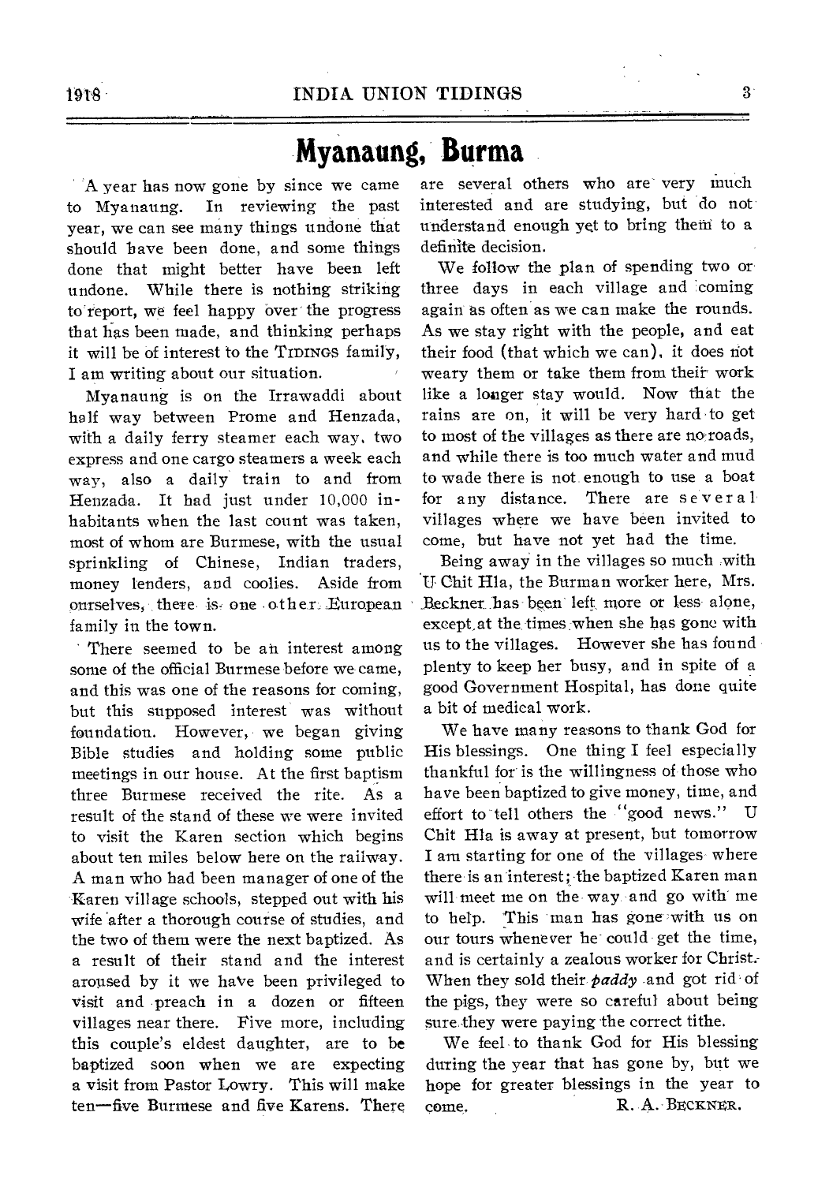# Myanaung, Burma

A year has now gone by since we came to Myanaung. In reviewing the past year, we can see many things undone that should have been done, and some things done that might better have been left undone. While there is nothing striking to report, we feel happy over the progress that has been made, and thinking perhaps it will be of interest to the TIDINGS family, I am writing about our situation.

Myanaung is on the Irrawaddi about half way between Prome and Henzada, with a daily ferry steamer each way, two express and one cargo steamers a week each way, also a daily train to and from Henzada. It had just under 10,000 inhabitants when the last count was taken, most of whom are Burmese, with the usual sprinkling of Chinese, Indian traders, money lenders, and coolies. Aside from ourselves, there is one other European family in the town.

There seemed to be an interest among some of the official Burmese before we came, and this was one of the reasons for coming, but this supposed interest was without foundation. However, we began giving Bible studies and holding some public meetings in our house. At the first baptism three Burmese received the rite. As a result of the stand of these we were invited to visit the Karen section which begins about ten miles below here on the railway. A man who had been manager of one of the Karen village schools, stepped out with his wife after a thorough course of studies, and the two of them were the next baptized. As a result of their stand and the interest aroused by it we have been privileged to visit and preach in a dozen or fifteen villages near there. Five more, including this couple's eldest daughter, are to be baptized soon when we are expecting a visit from Pastor Lowry. This will make ten—five Burmese and five Karens. There are several others who are very much interested and are studying, but do not understand enough yet to bring them to a definite decision.

We follow the plan of spending two or three days in each village and coming again as often as we can make the rounds. As we stay right with the people, and eat their food (that which we can), it does not weary them or take them from their work like a longer stay would. Now that the rains are on, it will be very hard to get to most of the villages as there are no roads, and while there is too much water and mud to wade there is not enough to use a boat for any distance. There are several villages where we have been invited to come, but have not yet had the time.

Being away in the villages so much with U Chit Hla, the Burman worker here, Mrs. Beckner has been left more or less alone, except at the times when she has gone with us to the villages. However she has found plenty to keep her busy, and in spite of a good Government Hospital, has done quite a bit of medical work.

We have many reasons to thank God for His blessings. One thing I feel especially thankful for is the willingness of those who have been baptized to give money, time, and effort to tell others the "good news." U Chit Hla is away at present, but tomorrow I am starting for one of the villages where there is an interest; the baptized Karen man will meet me on the way and go with me to help. This man has gone with us on our tours whenever he could get the time, and is certainly a zealous worker for Christ. When they sold their *paddy* and got rid of the pigs, they were so careful about being sure they were paying the correct tithe.

We feel to thank God for His blessing during the year that has gone by, but we hope for greater blessings in the year to come.

R. A. BECKNER.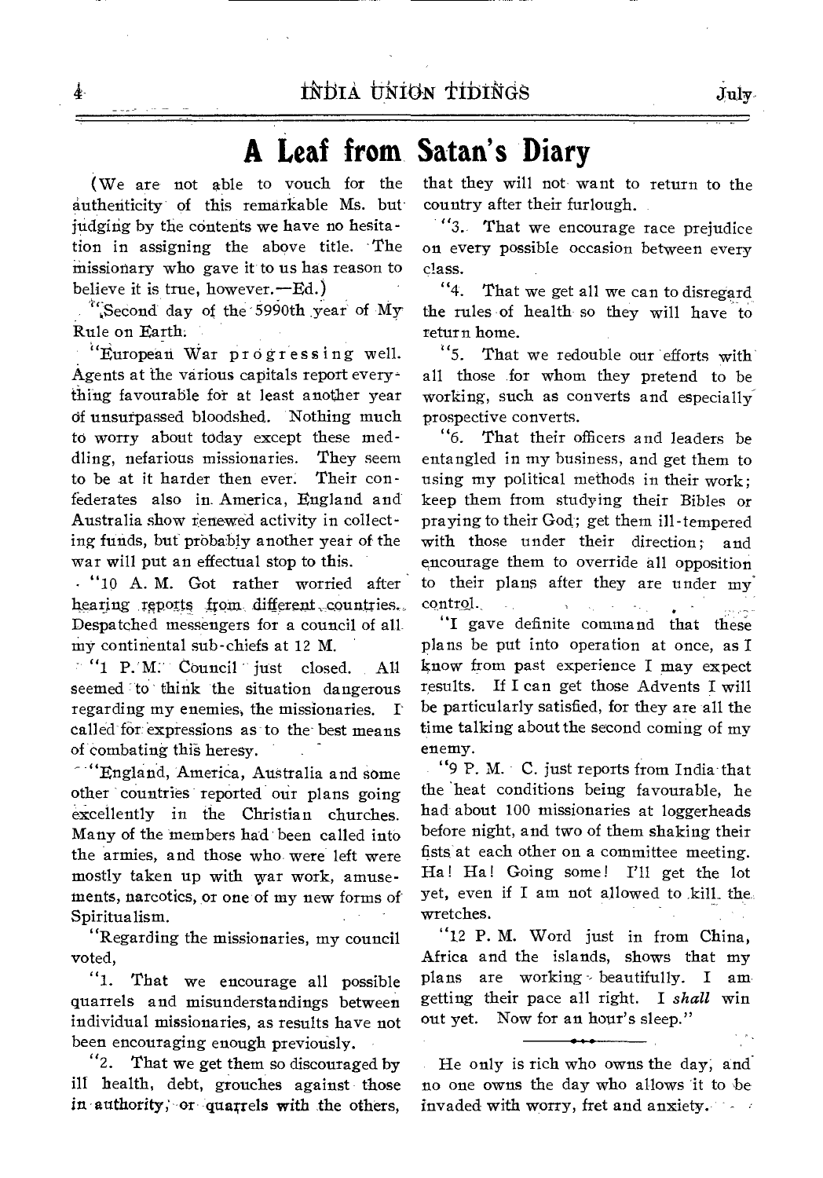# A Leaf from Satan's Diary

(We are not able to vouch for the authenticity of this remarkable Ms. but judging by the contents we have no hesitation in assigning the above title. The missionary who gave it to us has reason to believe it is true, however.—Ed.)

"Second day of the 5990th year of My Rule on Earth.

"European War progressing well. Agents at the various capitals report everything favourable for at least another year of unsurpassed bloodshed. Nothing much to worry about today except these meddling, nefarious missionaries. They seem to be at it harder then ever. Their confederates also in America, England and Australia show renewed activity in collecting funds, but probably another year of the war will put an effectual stop to this.

"10 A. M. Got rather worried after hearing reports from different countries. Despatched messengers for a council of all my continental sub-chiefs at 12 M.

"1 P. M. Council just closed. All seemed to think the situation dangerous regarding my enemies, the missionaries. I called for expressions as to the best means of combating this heresy.

"England, America, Australia and some other countries reported our plans going excellently in the Christian churches. Many of the members had been called into the armies, and those who were left were mostly taken up with war work, amusements, narcotics, or one of my new forms of Spiritualism.

"Regarding the missionaries, my council voted,

"1. That we encourage all possible quarrels and misunderstandings between individual missionaries, as results have not been encouraging enough previously.

"2. That we get them so discouraged by ill health, debt, grouches against those in authority, or quarrels with the others, that they will not want to return to the country after their furlough.

"3. That we encourage race prejudice on every possible occasion between every class.

"4. That we get all we can to disregard the rules of health so they will have to return home.

"5. That we redouble our efforts with all those for whom they pretend to be working, such as converts and especially prospective converts.

"6. That their officers and leaders be entangled in my business, and get them to using my political methods in their work; keep them from studying their Bibles or praying to their God; get them ill-tempered with those under their direction; and encourage them to override all opposition to their plans after they are under my control.

"I gave definite command that these plans be put into operation at once, as I know from past experience I may expect results. If I can get those Advents I will be particularly satisfied, for they are all the time talking about the second coming of my enemy.

"9 P. M. C. just reports from India that the heat conditions being favourable, he had about 100 missionaries at loggerheads before night, and two of them shaking their fists at each other on a committee meeting. Ha! Ha! Going some! I'll get the lot yet, even if I am not allowed to kill the wretches.

"12 P. M. Word just in from China, Africa and the islands, shows that my plans are working beautifully. I am getting their pace all right. I *shall* win out yet. Now for an hour's sleep."

---

He only is rich who owns the day, and no one owns the day who allows it to be invaded with worry, fret and anxiety.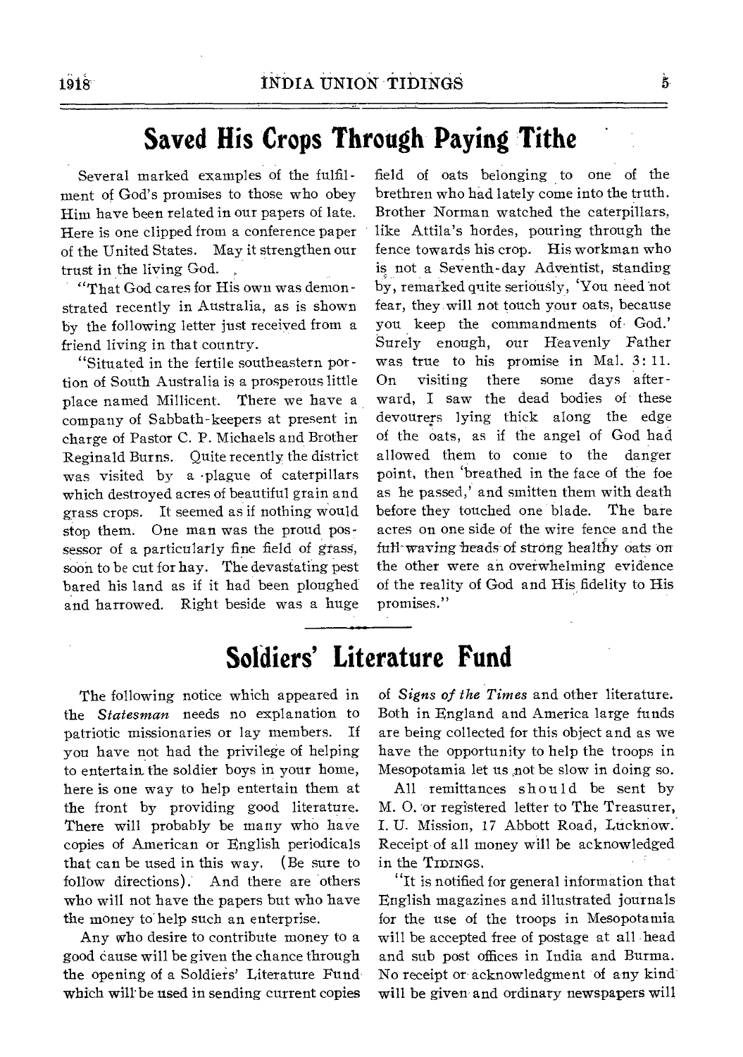# Saved His Crops Through Paying Tithe

Several marked examples of the fulfilment of God's promises to those who obey Him have been related in our papers of late. Here is one clipped from a conference paper of the United States. May it strengthen our trust in the living God.

"That God cares for His own was demonstrated recently in Australia, as is shown by the following letter just received from a friend living in that country.

"Situated in the fertile southeastern portion of South Australia is a prosperous little place named Millicent. There we have a company of Sabbath-keepers at present in charge of Pastor C. P. Michaels and Brother Reginald Burns. Quite recently the district was visited by a plague of caterpillars which destroyed acres of beautiful grain and grass crops. It seemed as if nothing would stop them. One man was the proud possessor of a particularly fine field of grass, soon to be cut for hay. The devastating pest bared his land as if it had been ploughed and harrowed. Right beside was a huge field of oats belonging to one of the brethren who had lately come into the truth. Brother Norman watched the caterpillars, like Attila's hordes, pouring through the fence towards his crop. His workman who is not a Seventh-day Adventist, standing by, remarked quite seriously, 'You need not fear, they will not touch your oats, because you keep the commandments of God.' Surely enough, our Heavenly Father was true to his promise in Mal. 3: 11. On visiting there some days afterward, I saw the dead bodies of these devourers lying thick along the edge of the oats, as if the angel of God had allowed them to come to the danger point, then 'breathed in the face of the foe as he passed,' and smitten them with death before they touched one blade. The bare acres on one side of the wire fence and the full waving heads of strong healthy oats on the other were an overwhelming evidence of the reality of God and His fidelity to His promises."

# Soldiers' Literature Fund

The following notice which appeared in the *Statesman* needs no explanation to patriotic missionaries or lay members. If you have not had the privilege of helping to entertain the soldier boys in your home, here is one way to help entertain them at the front by providing good literature. There will probably be many who have copies of American or English periodicals that can be used in this way. (Be sure to follow directions). And there are others who will not have the papers but who have the money to help such an enterprise.

Any who desire to contribute money to a good cause will be given the chance through the opening of a Soldiers' Literature Fund which will be used in sending current copies of *Signs of the Times* and other literature. Both in England and America large funds are being collected for this object and as we have the opportunity to help the troops in Mesopotamia let us not be slow in doing so.

All remittances should be sent by M. O. or registered letter to The Treasurer, I. U. Mission, 17 Abbott Road, Lucknow. Receipt of all money will be acknowledged in the TIDINGS.

"It is notified for general information that English magazines and illustrated journals for the use of the troops in Mesopotamia will be accepted free of postage at all head and sub post offices in India and Burma. No receipt or acknowledgment of any kind will be given and ordinary newspapers will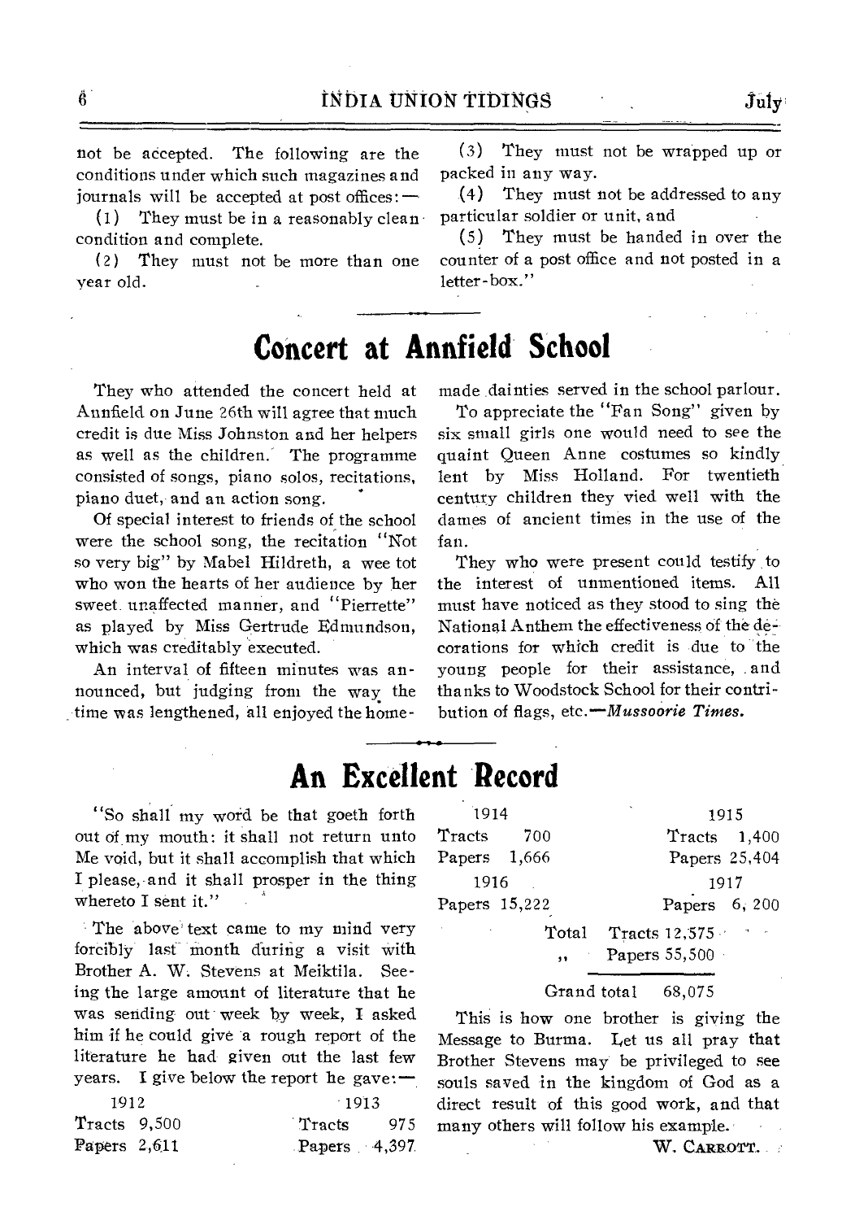not be accepted. The following are the conditions under which such magazines and journals will be accepted at post offices:—

(1) They must be in a reasonably clean condition and complete.

(2) They must not be more than one year old.

(3) They must not be wrapped up or packed in any way.

(4) They must not be addressed to any particular soldier or unit, and

(5) They must be handed in over the counter of a post office and not posted in a letter-box."

# Concert at Annfield School

They who attended the concert held at Annfield on June 26th will agree that much credit is due Miss Johnston and her helpers as well as the children. The programme consisted of songs, piano solos, recitations, piano duet, and an action song.

Of special interest to friends of the school were the school song, the recitation "Not so very big" by Mabel Hildreth, a wee tot who won the hearts of her audience by her sweet unaffected manner, and "Pierrette" as played by Miss Gertrude Edmundson, which was creditably executed.

An interval of fifteen minutes was announced, but judging from the way the time was lengthened, all enjoyed the home-made dainties served in the school parlour.

To appreciate the "Fan Song" given by six small girls one would need to see the quaint Queen Anne costumes so kindly lent by Miss Holland. For twentieth century children they vied well with the dames of ancient times in the use of the fan.

They who were present could testify to the interest of unmentioned items. All must have noticed as they stood to sing the National Anthem the effectiveness of the decorations for which credit is due to the young people for their assistance, and thanks to Woodstock School for their contribution of flags, etc.—*Mussoorie Times.*

# An Excellent Record

"So shall my word be that goeth forth out of my mouth: it shall not return unto Me void, but it shall accomplish that which I please, and it shall prosper in the thing whereto I sent it."

The above text came to my mind very forcibly last month during a visit with Brother A. W. Stevens at Meiktila. Seeing the large amount of literature that he was sending out week by week, I asked him if he could give a rough report of the literature he had given out the last few years. I give below the report he gave:—

| 1912 | | 1913 | |
|---|---|---|---|
| Tracts | 9,500 | Tracts | 975 |
| Papers | 2,611 | Papers | 4,397 |
| **1914** | | **1915** | |
| Tracts | 700 | Tracts | 1,400 |
| Papers | 1,666 | Papers | 25,404 |
| **1916** | | **1917** | |
| Papers | 15,222 | Papers | 6,200 |

Total Tracts 12,575
,, Papers 55,500

Grand total 68,075

This is how one brother is giving the Message to Burma. Let us all pray that Brother Stevens may be privileged to see souls saved in the kingdom of God as a direct result of this good work, and that many others will follow his example.

W. CARROTT.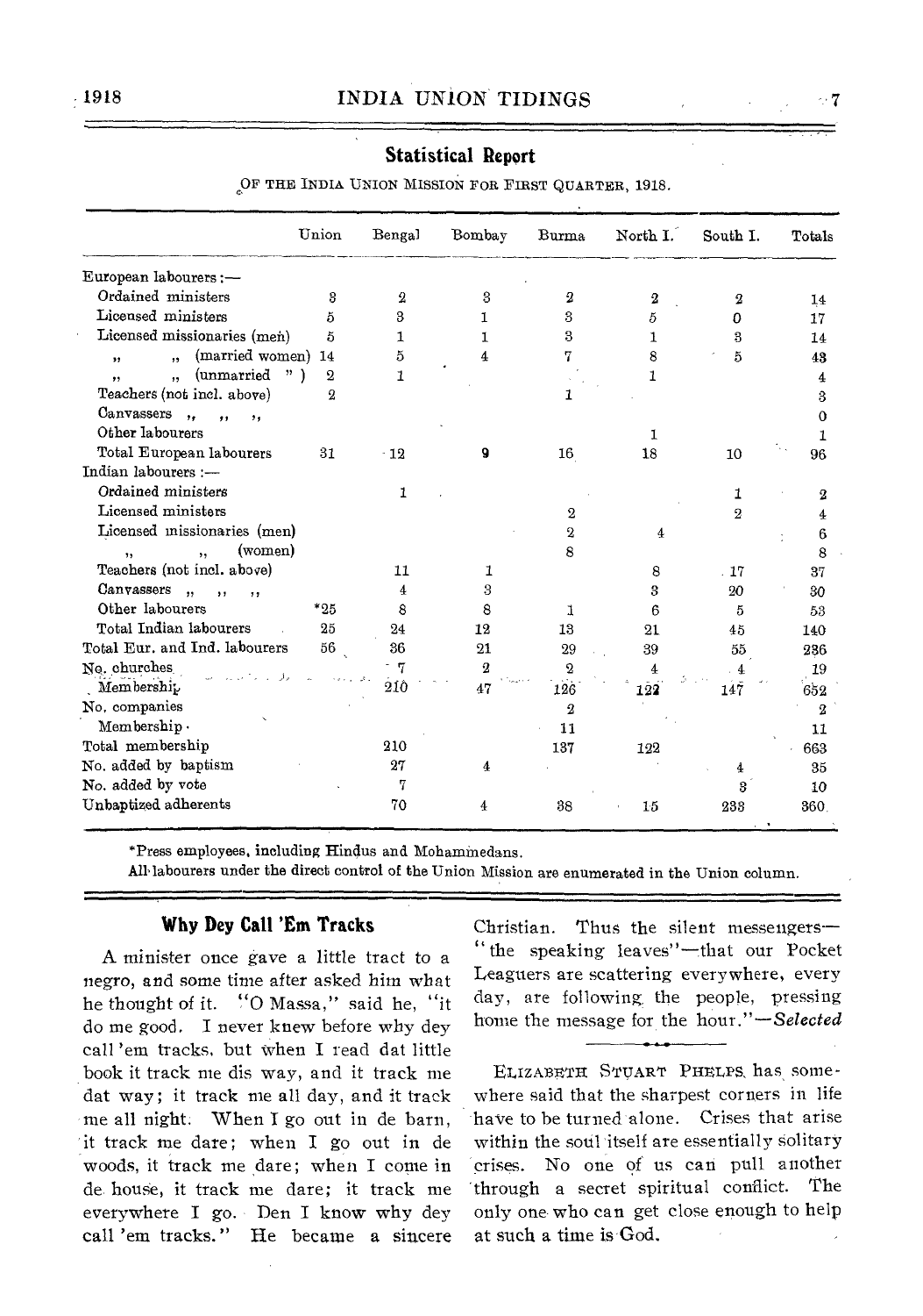## Statistical Report

OF THE INDIA UNION MISSION FOR FIRST QUARTER, 1918.

| | Union | Bengal | Bombay | Burma | North I. | South I. | Totals |
|---|---|---|---|---|---|---|---|
| European labourers :— | | | | | | | |
| Ordained ministers | 3 | 2 | 3 | 2 | 2 | 2 | 14 |
| Licensed ministers | 5 | 3 | 1 | 3 | 5 | 0 | 17 |
| Licensed missionaries (men) | 5 | 1 | 1 | 3 | 1 | 3 | 14 |
| ,, ,, (married women) | 14 | 5 | 4 | 7 | 8 | 5 | 43 |
| ,, ,, (unmarried ,, ) | 2 | 1 | | | 1 | | 4 |
| Teachers (not incl. above) | 2 | | | 1 | | | 3 |
| Canvassers ,, ,, ,, | | | | | | | 0 |
| Other labourers | | | | | 1 | | 1 |
| Total European labourers | 31 | 12 | 9 | 16 | 18 | 10 | 96 |
| Indian labourers :— | | | | | | | |
| Ordained ministers | | 1 | | | | 1 | 2 |
| Licensed ministers | | | | 2 | | 2 | 4 |
| Licensed missionaries (men) | | | | 2 | 4 | | 6 |
| ,, ,, (women) | | | | 8 | | | 8 |
| Teachers (not incl. above) | | 11 | 1 | | 8 | 17 | 37 |
| Canvassers ,, ,, ,, | | 4 | 3 | | 3 | 20 | 30 |
| Other labourers | *25 | 8 | 8 | 1 | 6 | 5 | 53 |
| Total Indian labourers | 25 | 24 | 12 | 13 | 21 | 45 | 140 |
| Total Eur. and Ind. labourers | 56 | 36 | 21 | 29 | 39 | 55 | 236 |
| No. churches | | 7 | 2 | 2 | 4 | 4 | 19 |
| Membership | | 210 | 47 | 126 | 122 | 147 | 652 |
| No. companies | | | | 2 | | | 2 |
| Membership | | | | 11 | | | 11 |
| Total membership | | 210 | | 137 | 122 | | 663 |
| No. added by baptism | | 27 | 4 | | | 4 | 35 |
| No. added by vote | | 7 | | | | 3 | 10 |
| Unbaptized adherents | | 70 | 4 | 38 | 15 | 233 | 360 |

*Press employees, including Hindus and Mohammedans.

All labourers under the direct control of the Union Mission are enumerated in the Union column.

### Why Dey Call 'Em Tracks

A minister once gave a little tract to a negro, and some time after asked him what he thought of it. "O Massa," said he, "it do me good. I never knew before why dey call 'em tracks, but when I read dat little book it track me dis way, and it track me dat way; it track me all day, and it track me all night. When I go out in de barn, it track me dare; when I go out in de woods, it track me dare; when I come in de house, it track me dare; it track me everywhere I go. Den I know why dey call 'em tracks." He became a sincere Christian. Thus the silent messengers—"the speaking leaves"—that our Pocket Leaguers are scattering everywhere, every day, are following the people, pressing home the message for the hour."—*Selected*

---

ELIZABETH STUART PHELPS has somewhere said that the sharpest corners in life have to be turned alone. Crises that arise within the soul itself are essentially solitary crises. No one of us can pull another through a secret spiritual conflict. The only one who can get close enough to help at such a time is God.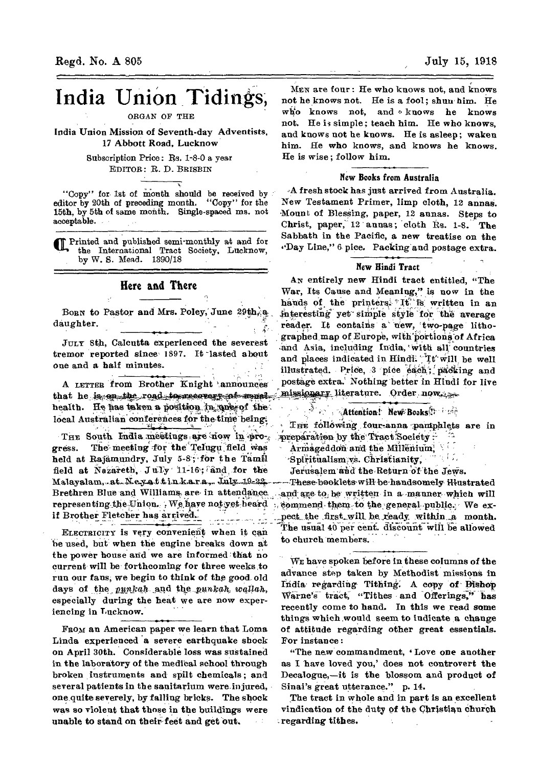Regd. No. A 805

July 15, 1918

# India Union Tidings,

ORGAN OF THE

India Union Mission of Seventh-day Adventists, 17 Abbott Road, Lucknow

Subscription Price: Rs. 1-8-0 a year
EDITOR: R. D. BRISBIN

"Copy" for 1st of month should be received by editor by 20th of preceding month. "Copy" for the 15th, by 5th of same month. Single-spaced ms. not acceptable.

Printed and published semi-monthly at and for the International Tract Society, Lucknow, by W. S. Mead. 1390/18

## Here and There

BORN to Pastor and Mrs. Poley, June 29th, a daughter.

JULY 8th, Calcutta experienced the severest tremor reported since 1897. It lasted about one and a half minutes.

A LETTER from Brother Knight announces that he is on the road to recovery of usual health. He has taken a position in one of the local Australian conferences for the time being.

THE South India meetings are now in progress. The meeting for the Telugu field was held at Rajamundry, July 5-8; for the Tamil field at Nazareth, July 11-16; and for the Malayalam, at Neyattinkara, July 19-22. Brethren Blue and Williams are in attendance representing the Union. We have not yet heard if Brother Fletcher has arrived.

ELECTRICITY is very convenient when it can be used, but when the engine breaks down at the power house and we are informed that no current will be forthcoming for three weeks to run our fans, we begin to think of the good old days of the *punkah* and the *punkah wallah*, especially during the heat we are now experiencing in Lucknow.

FROM an American paper we learn that Loma Linda experienced a severe earthquake shock on April 30th. Considerable loss was sustained in the laboratory of the medical school through broken instruments and spilt chemicals; and several patients in the sanitarium were injured, one quite severely, by falling bricks. The shock was so violent that those in the buildings were unable to stand on their feet and get out.

MEN are four: He who knows not, and knows not he knows not. He is a fool; shun him. He who knows not, and knows he knows not. He is simple; teach him. He who knows, and knows not he knows. He is asleep; waken him. He who knows, and knows he knows. He is wise; follow him.

### New Books from Australia

A fresh stock has just arrived from Australia. New Testament Primer, limp cloth, 12 annas. Mount of Blessing, paper, 12 annas. Steps to Christ, paper, 12 annas; cloth Rs. 1-8. The Sabbath in the Pacific, a new treatise on the "Day Line," 6 pice. Packing and postage extra.

### New Hindi Tract

AN entirely new Hindi tract entitled, "The War, Its Cause and Meaning," is now in the hands of the printers. It is written in an interesting yet simple style for the average reader. It contains a new, two-page lithographed map of Europe, with portions of Africa and Asia, including India, with all countries and places indicated in Hindi. It will be well illustrated. Price, 3 pice each; packing and postage extra. Nothing better in Hindi for live missionary literature. Order now.

### Attention! New Books!

THE following four-anna pamphlets are in preparation by the Tract Society:

Armageddon and the Millenium,
Spiritualism vs. Christianity,
Jerusalem and the Return of the Jews.

These booklets will be handsomely illustrated and are to be written in a manner which will commend them to the general public. We expect the first will be ready within a month. The usual 40 per cent. discount will be allowed to church members.

WE have spoken before in these columns of the advance step taken by Methodist missions in India regarding Tithing. A copy of Bishop Warne's tract, "Tithes and Offerings," has recently come to hand. In this we read some things which would seem to indicate a change of attitude regarding other great essentials. For instance:

"The new commandment, 'Love one another as I have loved you,' does not controvert the Decalogue,—it is the blossom and product of Sinai's great utterance." p. 14.

The tract in whole and in part is an excellent vindication of the duty of the Christian church regarding tithes.